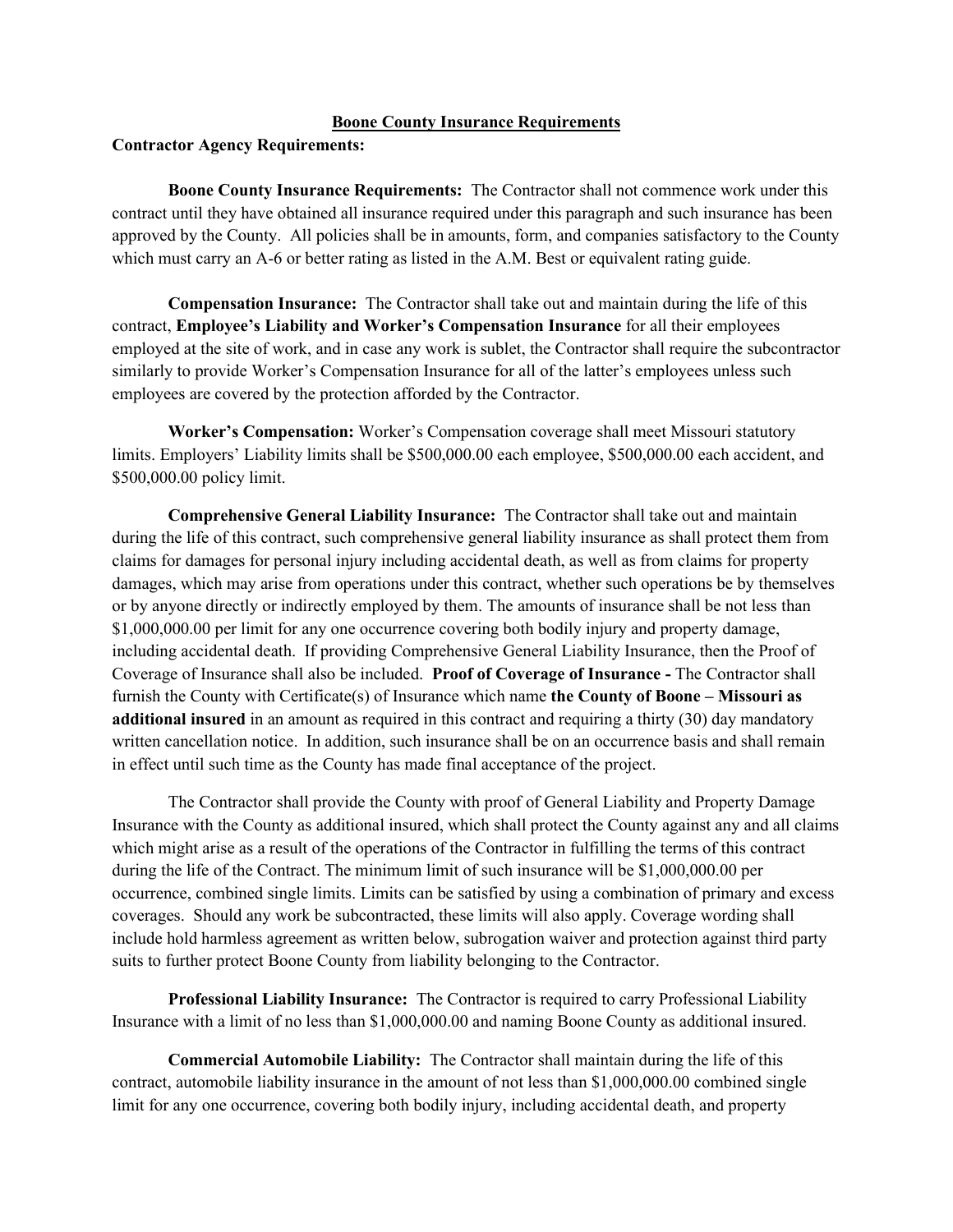## Boone County Insurance Requirements

**Contractor Agency Requirements:**

**Boone County Insurance Requirements:** The Contractor shall not commence work under this contract until they have obtained all insurance required under this paragraph and such insurance has been approved by the County. All policies shall be in amounts, form, and companies satisfactory to the County which must carry an A-6 or better rating as listed in the A.M. Best or equivalent rating guide.

**Compensation Insurance:** The Contractor shall take out and maintain during the life of this contract, **Employee's Liability and Worker's Compensation Insurance** for all their employees employed at the site of work, and in case any work is sublet, the Contractor shall require the subcontractor similarly to provide Worker's Compensation Insurance for all of the latter's employees unless such employees are covered by the protection afforded by the Contractor.

**Worker's Compensation:** Worker's Compensation coverage shall meet Missouri statutory limits. Employers' Liability limits shall be $500,000.00 each employee, $500,000.00 each accident, and $500,000.00 policy limit.

**Comprehensive General Liability Insurance:** The Contractor shall take out and maintain during the life of this contract, such comprehensive general liability insurance as shall protect them from claims for damages for personal injury including accidental death, as well as from claims for property damages, which may arise from operations under this contract, whether such operations be by themselves or by anyone directly or indirectly employed by them. The amounts of insurance shall be not less than $1,000,000.00 per limit for any one occurrence covering both bodily injury and property damage, including accidental death. If providing Comprehensive General Liability Insurance, then the Proof of Coverage of Insurance shall also be included. **Proof of Coverage of Insurance -** The Contractor shall furnish the County with Certificate(s) of Insurance which name **the County of Boone – Missouri as additional insured** in an amount as required in this contract and requiring a thirty (30) day mandatory written cancellation notice. In addition, such insurance shall be on an occurrence basis and shall remain in effect until such time as the County has made final acceptance of the project.

The Contractor shall provide the County with proof of General Liability and Property Damage Insurance with the County as additional insured, which shall protect the County against any and all claims which might arise as a result of the operations of the Contractor in fulfilling the terms of this contract during the life of the Contract. The minimum limit of such insurance will be $1,000,000.00 per occurrence, combined single limits. Limits can be satisfied by using a combination of primary and excess coverages. Should any work be subcontracted, these limits will also apply. Coverage wording shall include hold harmless agreement as written below, subrogation waiver and protection against third party suits to further protect Boone County from liability belonging to the Contractor.

**Professional Liability Insurance:** The Contractor is required to carry Professional Liability Insurance with a limit of no less than $1,000,000.00 and naming Boone County as additional insured.

**Commercial Automobile Liability:** The Contractor shall maintain during the life of this contract, automobile liability insurance in the amount of not less than $1,000,000.00 combined single limit for any one occurrence, covering both bodily injury, including accidental death, and property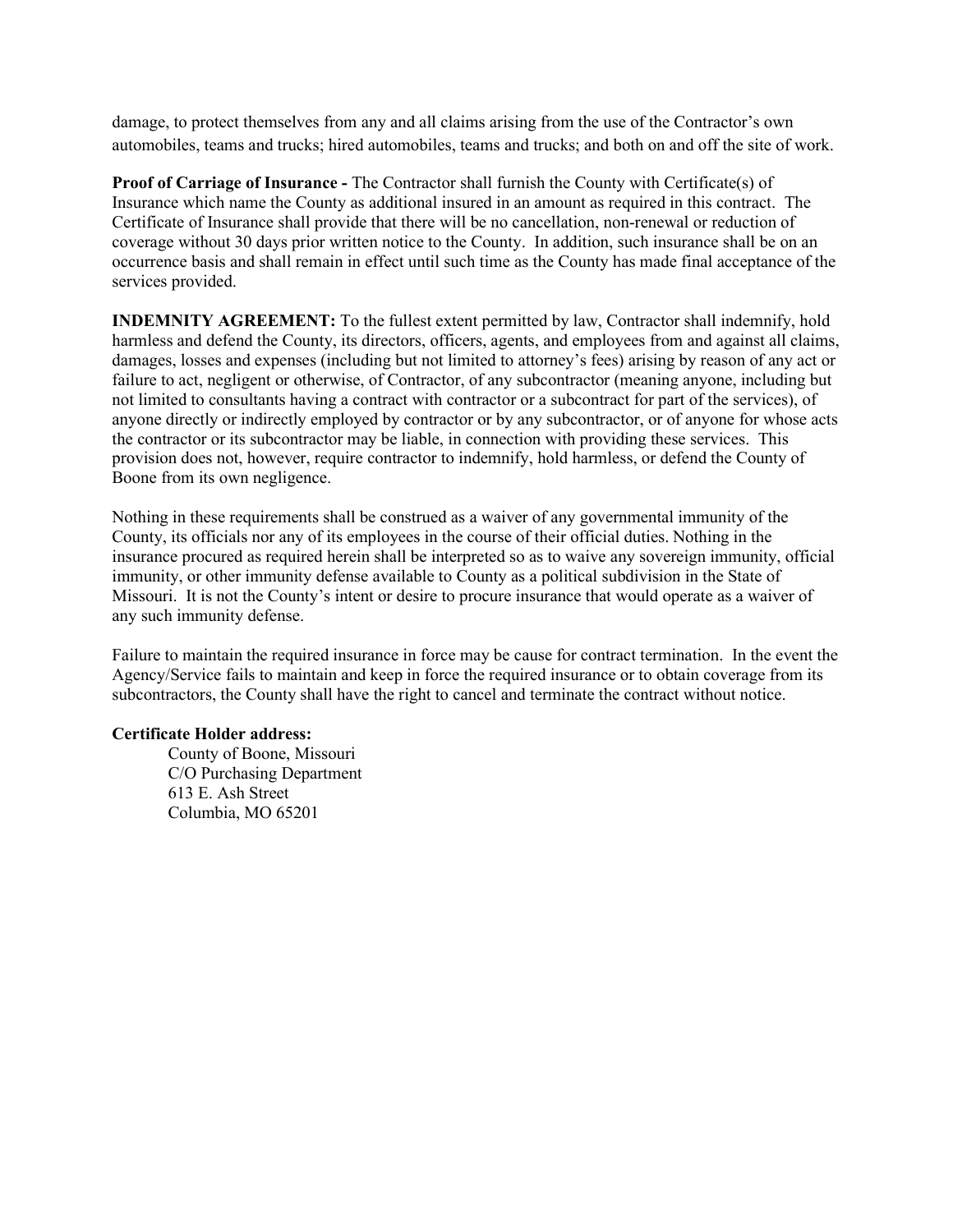damage, to protect themselves from any and all claims arising from the use of the Contractor's own automobiles, teams and trucks; hired automobiles, teams and trucks; and both on and off the site of work.

**Proof of Carriage of Insurance -** The Contractor shall furnish the County with Certificate(s) of Insurance which name the County as additional insured in an amount as required in this contract. The Certificate of Insurance shall provide that there will be no cancellation, non-renewal or reduction of coverage without 30 days prior written notice to the County. In addition, such insurance shall be on an occurrence basis and shall remain in effect until such time as the County has made final acceptance of the services provided.

**INDEMNITY AGREEMENT:** To the fullest extent permitted by law, Contractor shall indemnify, hold harmless and defend the County, its directors, officers, agents, and employees from and against all claims, damages, losses and expenses (including but not limited to attorney's fees) arising by reason of any act or failure to act, negligent or otherwise, of Contractor, of any subcontractor (meaning anyone, including but not limited to consultants having a contract with contractor or a subcontract for part of the services), of anyone directly or indirectly employed by contractor or by any subcontractor, or of anyone for whose acts the contractor or its subcontractor may be liable, in connection with providing these services. This provision does not, however, require contractor to indemnify, hold harmless, or defend the County of Boone from its own negligence.

Nothing in these requirements shall be construed as a waiver of any governmental immunity of the County, its officials nor any of its employees in the course of their official duties. Nothing in the insurance procured as required herein shall be interpreted so as to waive any sovereign immunity, official immunity, or other immunity defense available to County as a political subdivision in the State of Missouri. It is not the County's intent or desire to procure insurance that would operate as a waiver of any such immunity defense.

Failure to maintain the required insurance in force may be cause for contract termination. In the event the Agency/Service fails to maintain and keep in force the required insurance or to obtain coverage from its subcontractors, the County shall have the right to cancel and terminate the contract without notice.

**Certificate Holder address:**

County of Boone, Missouri
C/O Purchasing Department
613 E. Ash Street
Columbia, MO 65201